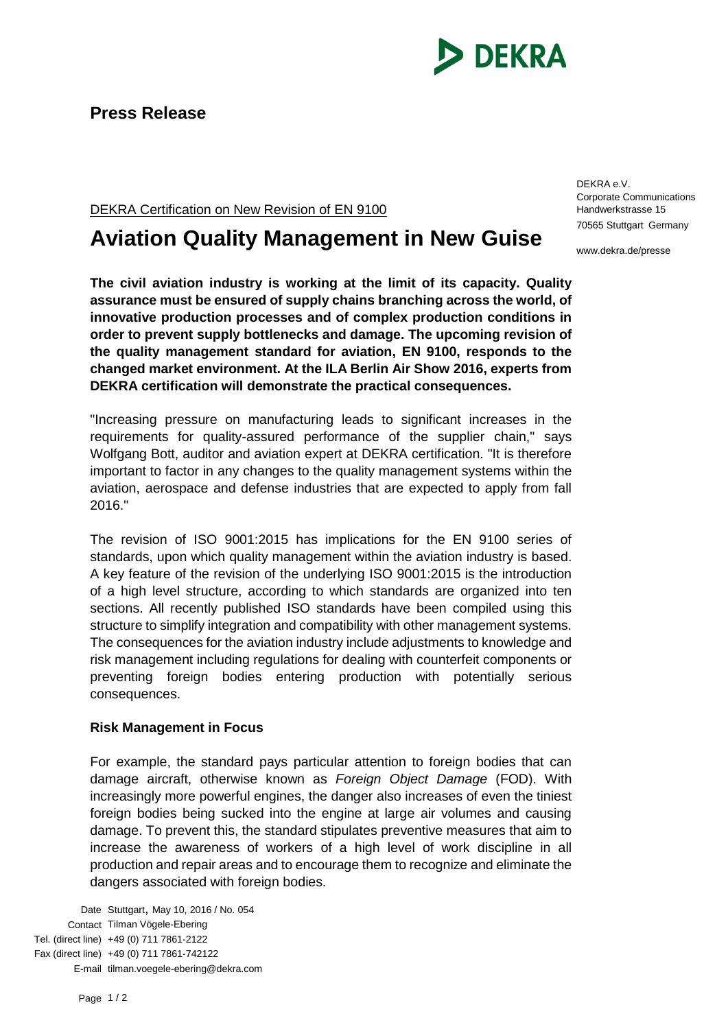**Press Release**

DEKRA e.V.
Corporate Communications
Handwerkstrasse 15
70565 Stuttgart Germany

www.dekra.de/presse

DEKRA Certification on New Revision of EN 9100

# Aviation Quality Management in New Guise

**The civil aviation industry is working at the limit of its capacity. Quality assurance must be ensured of supply chains branching across the world, of innovative production processes and of complex production conditions in order to prevent supply bottlenecks and damage. The upcoming revision of the quality management standard for aviation, EN 9100, responds to the changed market environment. At the ILA Berlin Air Show 2016, experts from DEKRA certification will demonstrate the practical consequences.**

"Increasing pressure on manufacturing leads to significant increases in the requirements for quality-assured performance of the supplier chain," says Wolfgang Bott, auditor and aviation expert at DEKRA certification. "It is therefore important to factor in any changes to the quality management systems within the aviation, aerospace and defense industries that are expected to apply from fall 2016."

The revision of ISO 9001:2015 has implications for the EN 9100 series of standards, upon which quality management within the aviation industry is based. A key feature of the revision of the underlying ISO 9001:2015 is the introduction of a high level structure, according to which standards are organized into ten sections. All recently published ISO standards have been compiled using this structure to simplify integration and compatibility with other management systems. The consequences for the aviation industry include adjustments to knowledge and risk management including regulations for dealing with counterfeit components or preventing foreign bodies entering production with potentially serious consequences.

### Risk Management in Focus

For example, the standard pays particular attention to foreign bodies that can damage aircraft, otherwise known as *Foreign Object Damage* (FOD). With increasingly more powerful engines, the danger also increases of even the tiniest foreign bodies being sucked into the engine at large air volumes and causing damage. To prevent this, the standard stipulates preventive measures that aim to increase the awareness of workers of a high level of work discipline in all production and repair areas and to encourage them to recognize and eliminate the dangers associated with foreign bodies.

Date Stuttgart, May 10, 2016 / No. 054
Contact Tilman Vögele-Ebering
Tel. (direct line) +49 (0) 711 7861-2122
Fax (direct line) +49 (0) 711 7861-742122
E-mail tilman.voegele-ebering@dekra.com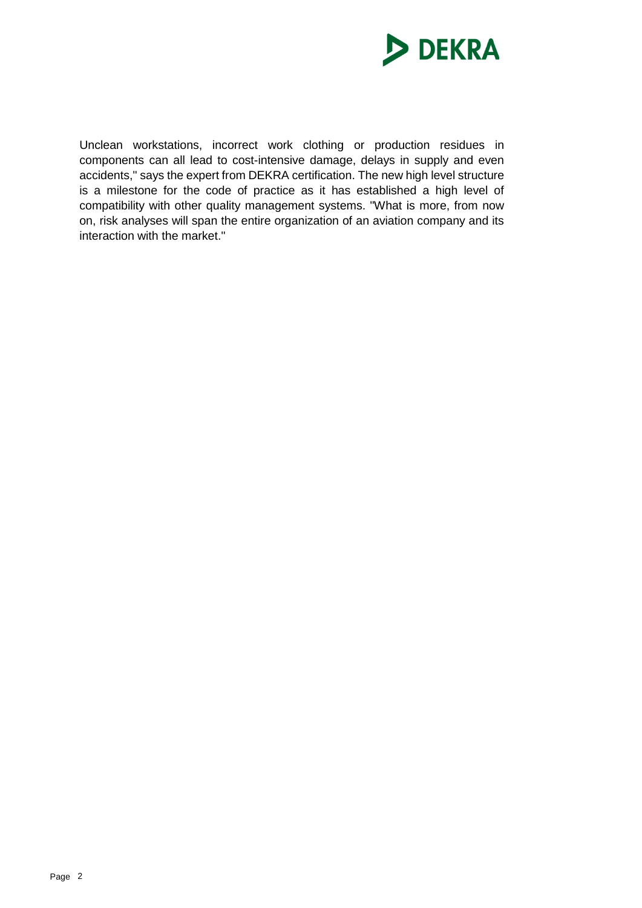Unclean workstations, incorrect work clothing or production residues in components can all lead to cost-intensive damage, delays in supply and even accidents," says the expert from DEKRA certification. The new high level structure is a milestone for the code of practice as it has established a high level of compatibility with other quality management systems. "What is more, from now on, risk analyses will span the entire organization of an aviation company and its interaction with the market."